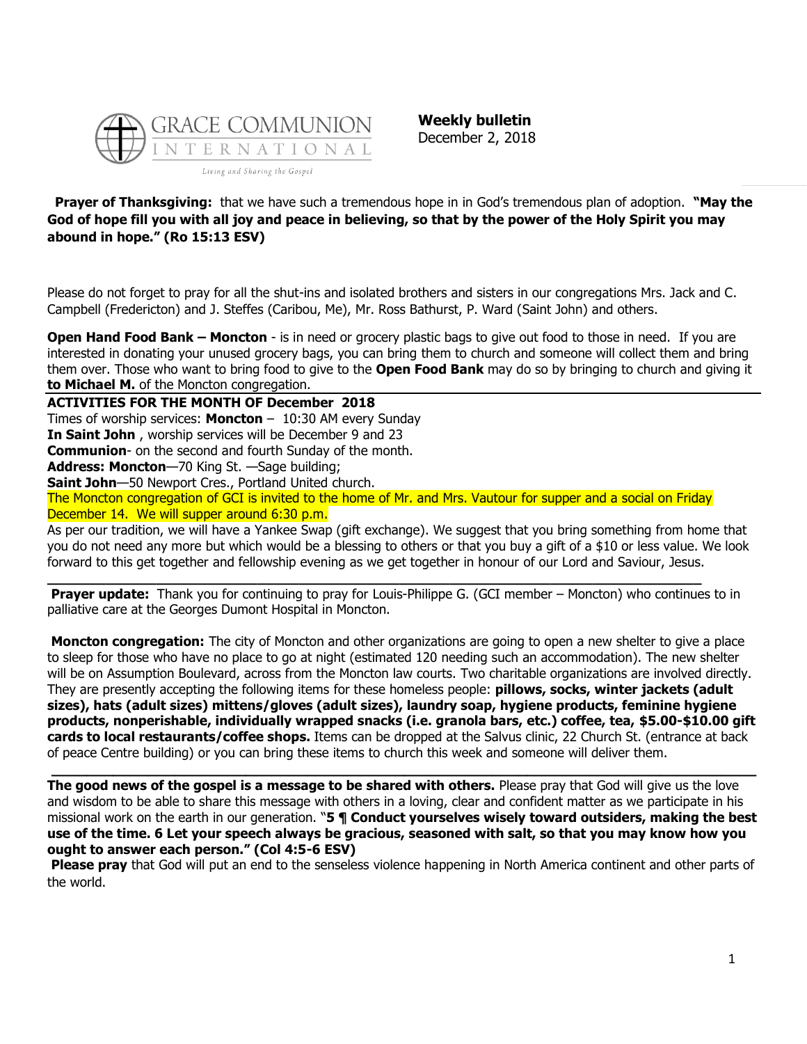**Weekly bulletin**
December 2, 2018

**Prayer of Thanksgiving:** that we have such a tremendous hope in in God's tremendous plan of adoption. **"May the God of hope fill you with all joy and peace in believing, so that by the power of the Holy Spirit you may abound in hope." (Ro 15:13 ESV)**

Please do not forget to pray for all the shut-ins and isolated brothers and sisters in our congregations Mrs. Jack and C. Campbell (Fredericton) and J. Steffes (Caribou, Me), Mr. Ross Bathurst, P. Ward (Saint John) and others.

**Open Hand Food Bank – Moncton** - is in need or grocery plastic bags to give out food to those in need. If you are interested in donating your unused grocery bags, you can bring them to church and someone will collect them and bring them over. Those who want to bring food to give to the **Open Food Bank** may do so by bringing to church and giving it **to Michael M.** of the Moncton congregation.

---

**ACTIVITIES FOR THE MONTH OF December 2018**

Times of worship services: **Moncton** – 10:30 AM every Sunday

**In Saint John** , worship services will be December 9 and 23

**Communion**- on the second and fourth Sunday of the month.

**Address: Moncton**—70 King St. —Sage building;

**Saint John**—50 Newport Cres., Portland United church.

The Moncton congregation of GCI is invited to the home of Mr. and Mrs. Vautour for supper and a social on Friday December 14. We will supper around 6:30 p.m.

As per our tradition, we will have a Yankee Swap (gift exchange). We suggest that you bring something from home that you do not need any more but which would be a blessing to others or that you buy a gift of a $10 or less value. We look forward to this get together and fellowship evening as we get together in honour of our Lord and Saviour, Jesus.

---

**Prayer update:** Thank you for continuing to pray for Louis-Philippe G. (GCI member – Moncton) who continues to in palliative care at the Georges Dumont Hospital in Moncton.

**Moncton congregation:** The city of Moncton and other organizations are going to open a new shelter to give a place to sleep for those who have no place to go at night (estimated 120 needing such an accommodation). The new shelter will be on Assumption Boulevard, across from the Moncton law courts. Two charitable organizations are involved directly. They are presently accepting the following items for these homeless people: **pillows, socks, winter jackets (adult sizes), hats (adult sizes) mittens/gloves (adult sizes), laundry soap, hygiene products, feminine hygiene products, nonperishable, individually wrapped snacks (i.e. granola bars, etc.) coffee, tea, $5.00-$10.00 gift cards to local restaurants/coffee shops.** Items can be dropped at the Salvus clinic, 22 Church St. (entrance at back of peace Centre building) or you can bring these items to church this week and someone will deliver them.

---

**The good news of the gospel is a message to be shared with others.** Please pray that God will give us the love and wisdom to be able to share this message with others in a loving, clear and confident matter as we participate in his missional work on the earth in our generation. "**5 ¶ Conduct yourselves wisely toward outsiders, making the best use of the time. 6 Let your speech always be gracious, seasoned with salt, so that you may know how you ought to answer each person." (Col 4:5-6 ESV)**

**Please pray** that God will put an end to the senseless violence happening in North America continent and other parts of the world.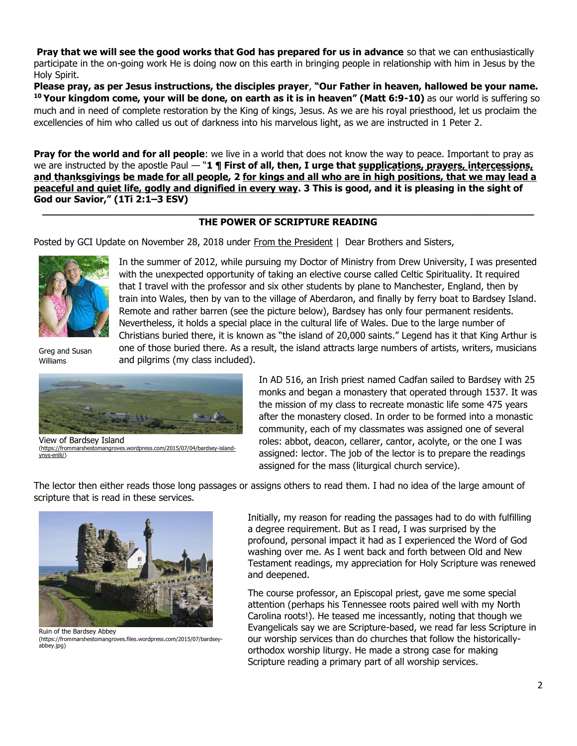**Pray that we will see the good works that God has prepared for us in advance** so that we can enthusiastically participate in the on-going work He is doing now on this earth in bringing people in relationship with him in Jesus by the Holy Spirit.

**Please pray, as per Jesus instructions, the disciples prayer**, **"Our Father in heaven, hallowed be your name. [10] Your kingdom come, your will be done, on earth as it is in heaven" (Matt 6:9-10)** as our world is suffering so much and in need of complete restoration by the King of kings, Jesus. As we are his royal priesthood, let us proclaim the excellencies of him who called us out of darkness into his marvelous light, as we are instructed in 1 Peter 2.

**Pray for the world and for all people**: we live in a world that does not know the way to peace. Important to pray as we are instructed by the apostle Paul — "**1 ¶ First of all, then, I urge that <u>supplications, prayers, intercessions, and thanksgivings</u> <u>be made for all people</u>, 2 <u>for kings and all who are in high positions, that we may lead a peaceful and quiet life, godly and dignified in every way</u>. 3 This is good, and it is pleasing in the sight of God our Savior," (1Ti 2:1–3 ESV)**

---

## THE POWER OF SCRIPTURE READING

Posted by GCI Update on November 28, 2018 under From the President | Dear Brothers and Sisters,

Greg and Susan Williams

In the summer of 2012, while pursuing my Doctor of Ministry from Drew University, I was presented with the unexpected opportunity of taking an elective course called Celtic Spirituality. It required that I travel with the professor and six other students by plane to Manchester, England, then by train into Wales, then by van to the village of Aberdaron, and finally by ferry boat to Bardsey Island. Remote and rather barren (see the picture below), Bardsey has only four permanent residents. Nevertheless, it holds a special place in the cultural life of Wales. Due to the large number of Christians buried there, it is known as "the island of 20,000 saints." Legend has it that King Arthur is one of those buried there. As a result, the island attracts large numbers of artists, writers, musicians and pilgrims (my class included).

View of Bardsey Island
(https://frommarshestomangroves.wordpress.com/2015/07/04/bardsey-island-ynys-enlli/)

In AD 516, an Irish priest named Cadfan sailed to Bardsey with 25 monks and began a monastery that operated through 1537. It was the mission of my class to recreate monastic life some 475 years after the monastery closed. In order to be formed into a monastic community, each of my classmates was assigned one of several roles: abbot, deacon, cellarer, cantor, acolyte, or the one I was assigned: lector. The job of the lector is to prepare the readings assigned for the mass (liturgical church service).

The lector then either reads those long passages or assigns others to read them. I had no idea of the large amount of scripture that is read in these services.

Ruin of the Bardsey Abbey
(https://frommarshestomangroves.files.wordpress.com/2015/07/bardsey-abbey.jpg)

Initially, my reason for reading the passages had to do with fulfilling a degree requirement. But as I read, I was surprised by the profound, personal impact it had as I experienced the Word of God washing over me. As I went back and forth between Old and New Testament readings, my appreciation for Holy Scripture was renewed and deepened.

The course professor, an Episcopal priest, gave me some special attention (perhaps his Tennessee roots paired well with my North Carolina roots!). He teased me incessantly, noting that though we Evangelicals say we are Scripture-based, we read far less Scripture in our worship services than do churches that follow the historically-orthodox worship liturgy. He made a strong case for making Scripture reading a primary part of all worship services.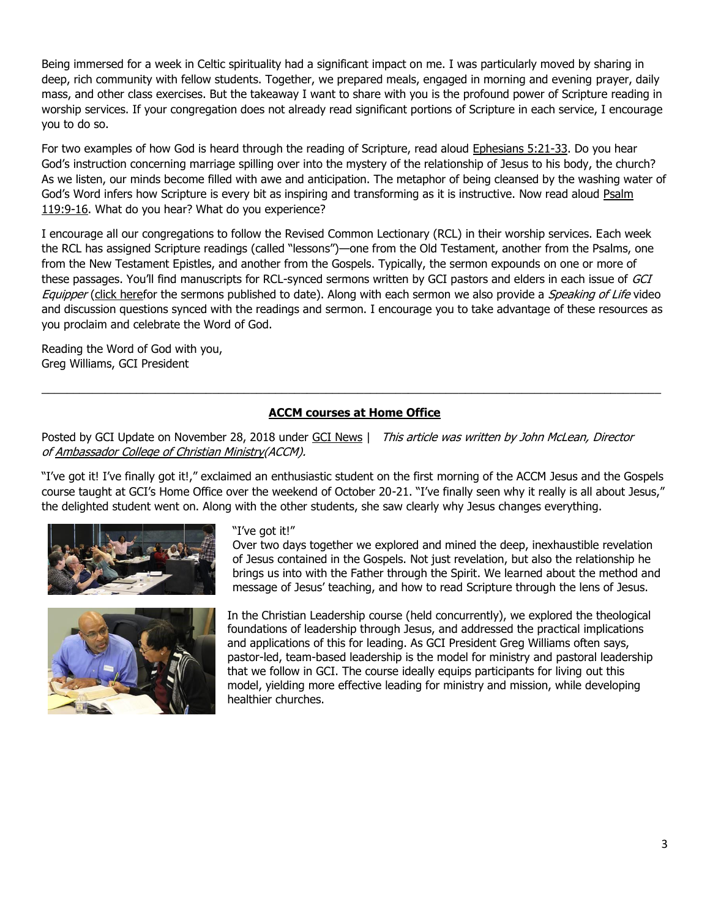Being immersed for a week in Celtic spirituality had a significant impact on me. I was particularly moved by sharing in deep, rich community with fellow students. Together, we prepared meals, engaged in morning and evening prayer, daily mass, and other class exercises. But the takeaway I want to share with you is the profound power of Scripture reading in worship services. If your congregation does not already read significant portions of Scripture in each service, I encourage you to do so.

For two examples of how God is heard through the reading of Scripture, read aloud Ephesians 5:21-33. Do you hear God's instruction concerning marriage spilling over into the mystery of the relationship of Jesus to his body, the church? As we listen, our minds become filled with awe and anticipation. The metaphor of being cleansed by the washing water of God's Word infers how Scripture is every bit as inspiring and transforming as it is instructive. Now read aloud Psalm 119:9-16. What do you hear? What do you experience?

I encourage all our congregations to follow the Revised Common Lectionary (RCL) in their worship services. Each week the RCL has assigned Scripture readings (called "lessons")—one from the Old Testament, another from the Psalms, one from the New Testament Epistles, and another from the Gospels. Typically, the sermon expounds on one or more of these passages. You'll find manuscripts for RCL-synced sermons written by GCI pastors and elders in each issue of *GCI Equipper* (click herefor the sermons published to date). Along with each sermon we also provide a *Speaking of Life* video and discussion questions synced with the readings and sermon. I encourage you to take advantage of these resources as you proclaim and celebrate the Word of God.

Reading the Word of God with you,
Greg Williams, GCI President

---

## ACCM courses at Home Office

Posted by GCI Update on November 28, 2018 under GCI News | *This article was written by John McLean, Director of Ambassador College of Christian Ministry(ACCM).*

"I've got it! I've finally got it!," exclaimed an enthusiastic student on the first morning of the ACCM Jesus and the Gospels course taught at GCI's Home Office over the weekend of October 20-21. "I've finally seen why it really is all about Jesus," the delighted student went on. Along with the other students, she saw clearly why Jesus changes everything.

"I've got it!"

Over two days together we explored and mined the deep, inexhaustible revelation of Jesus contained in the Gospels. Not just revelation, but also the relationship he brings us into with the Father through the Spirit. We learned about the method and message of Jesus' teaching, and how to read Scripture through the lens of Jesus.

In the Christian Leadership course (held concurrently), we explored the theological foundations of leadership through Jesus, and addressed the practical implications and applications of this for leading. As GCI President Greg Williams often says, pastor-led, team-based leadership is the model for ministry and pastoral leadership that we follow in GCI. The course ideally equips participants for living out this model, yielding more effective leading for ministry and mission, while developing healthier churches.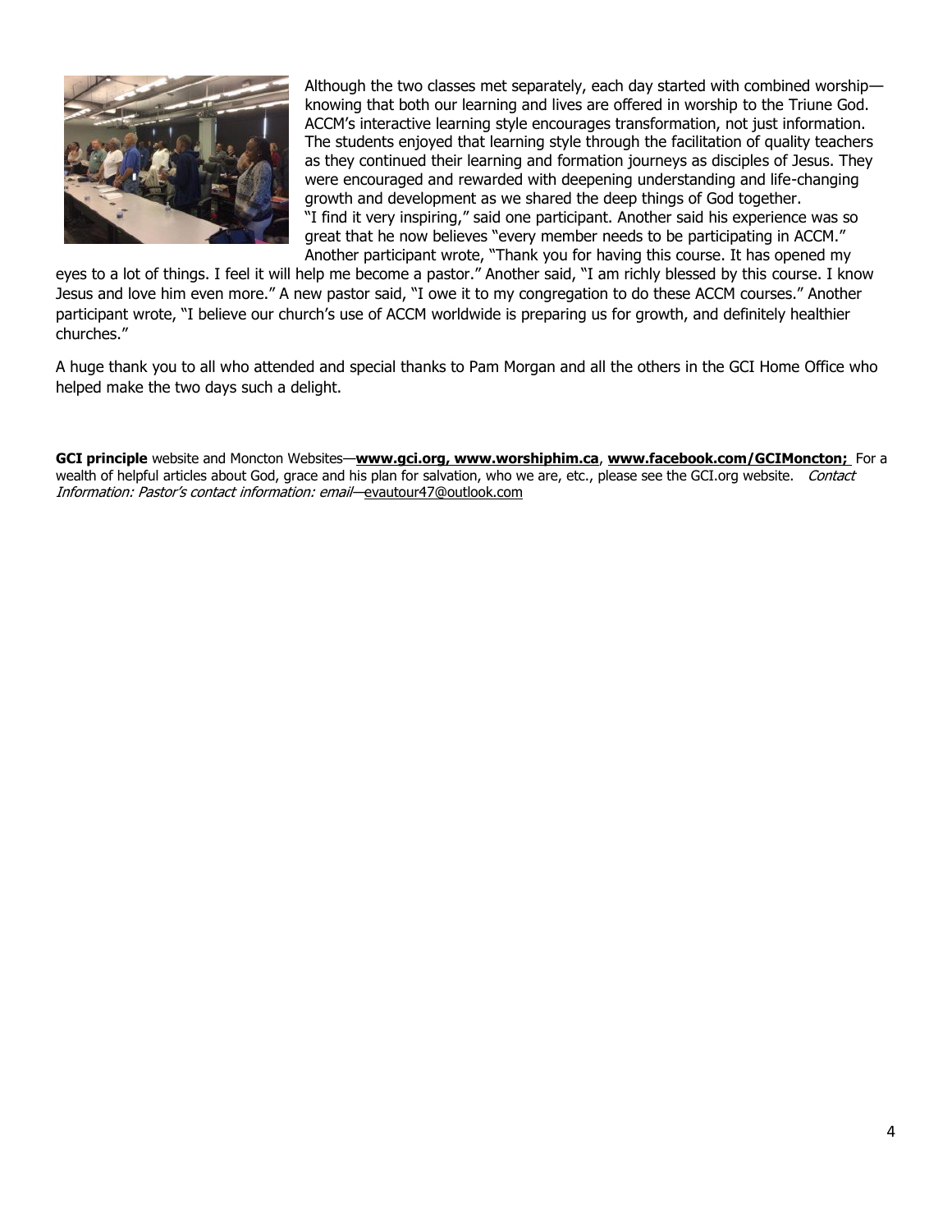Although the two classes met separately, each day started with combined worship—knowing that both our learning and lives are offered in worship to the Triune God. ACCM's interactive learning style encourages transformation, not just information. The students enjoyed that learning style through the facilitation of quality teachers as they continued their learning and formation journeys as disciples of Jesus. They were encouraged and rewarded with deepening understanding and life-changing growth and development as we shared the deep things of God together. "I find it very inspiring," said one participant. Another said his experience was so great that he now believes "every member needs to be participating in ACCM." Another participant wrote, "Thank you for having this course. It has opened my eyes to a lot of things. I feel it will help me become a pastor." Another said, "I am richly blessed by this course. I know Jesus and love him even more." A new pastor said, "I owe it to my congregation to do these ACCM courses." Another participant wrote, "I believe our church's use of ACCM worldwide is preparing us for growth, and definitely healthier churches."

A huge thank you to all who attended and special thanks to Pam Morgan and all the others in the GCI Home Office who helped make the two days such a delight.

**GCI principle** website and Moncton Websites—**www.gci.org, www.worshiphim.ca**, **www.facebook.com/GCIMoncton;** For a wealth of helpful articles about God, grace and his plan for salvation, who we are, etc., please see the GCI.org website. *Contact Information: Pastor's contact information: email*—evautour47@outlook.com